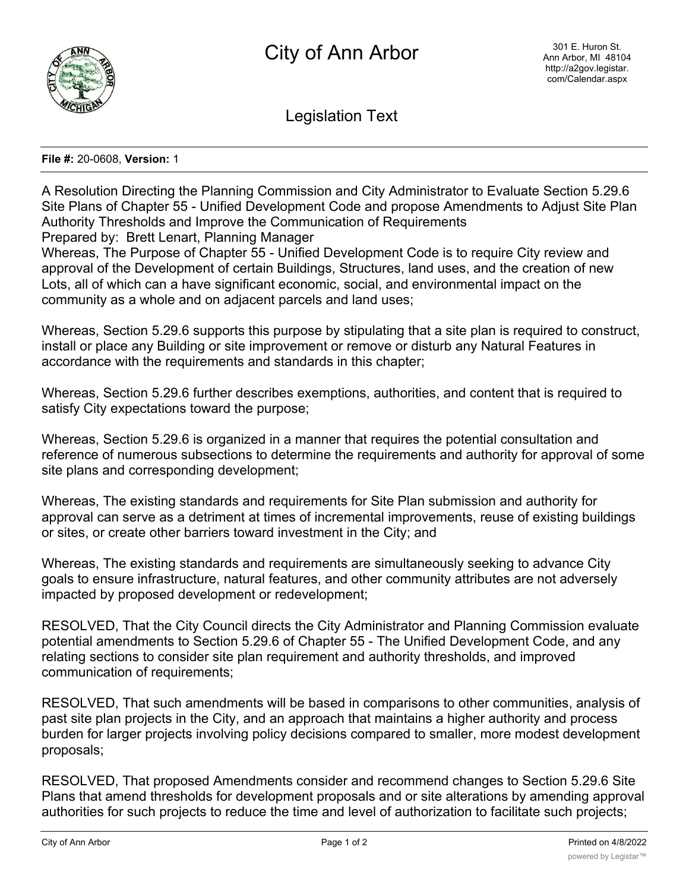# City of Ann Arbor

301 E. Huron St.
Ann Arbor, MI 48104
http://a2gov.legistar.com/Calendar.aspx

## Legislation Text

**File #:** 20-0608, **Version:** 1

A Resolution Directing the Planning Commission and City Administrator to Evaluate Section 5.29.6 Site Plans of Chapter 55 - Unified Development Code and propose Amendments to Adjust Site Plan Authority Thresholds and Improve the Communication of Requirements

Prepared by: Brett Lenart, Planning Manager

Whereas, The Purpose of Chapter 55 - Unified Development Code is to require City review and approval of the Development of certain Buildings, Structures, land uses, and the creation of new Lots, all of which can a have significant economic, social, and environmental impact on the community as a whole and on adjacent parcels and land uses;

Whereas, Section 5.29.6 supports this purpose by stipulating that a site plan is required to construct, install or place any Building or site improvement or remove or disturb any Natural Features in accordance with the requirements and standards in this chapter;

Whereas, Section 5.29.6 further describes exemptions, authorities, and content that is required to satisfy City expectations toward the purpose;

Whereas, Section 5.29.6 is organized in a manner that requires the potential consultation and reference of numerous subsections to determine the requirements and authority for approval of some site plans and corresponding development;

Whereas, The existing standards and requirements for Site Plan submission and authority for approval can serve as a detriment at times of incremental improvements, reuse of existing buildings or sites, or create other barriers toward investment in the City; and

Whereas, The existing standards and requirements are simultaneously seeking to advance City goals to ensure infrastructure, natural features, and other community attributes are not adversely impacted by proposed development or redevelopment;

RESOLVED, That the City Council directs the City Administrator and Planning Commission evaluate potential amendments to Section 5.29.6 of Chapter 55 - The Unified Development Code, and any relating sections to consider site plan requirement and authority thresholds, and improved communication of requirements;

RESOLVED, That such amendments will be based in comparisons to other communities, analysis of past site plan projects in the City, and an approach that maintains a higher authority and process burden for larger projects involving policy decisions compared to smaller, more modest development proposals;

RESOLVED, That proposed Amendments consider and recommend changes to Section 5.29.6 Site Plans that amend thresholds for development proposals and or site alterations by amending approval authorities for such projects to reduce the time and level of authorization to facilitate such projects;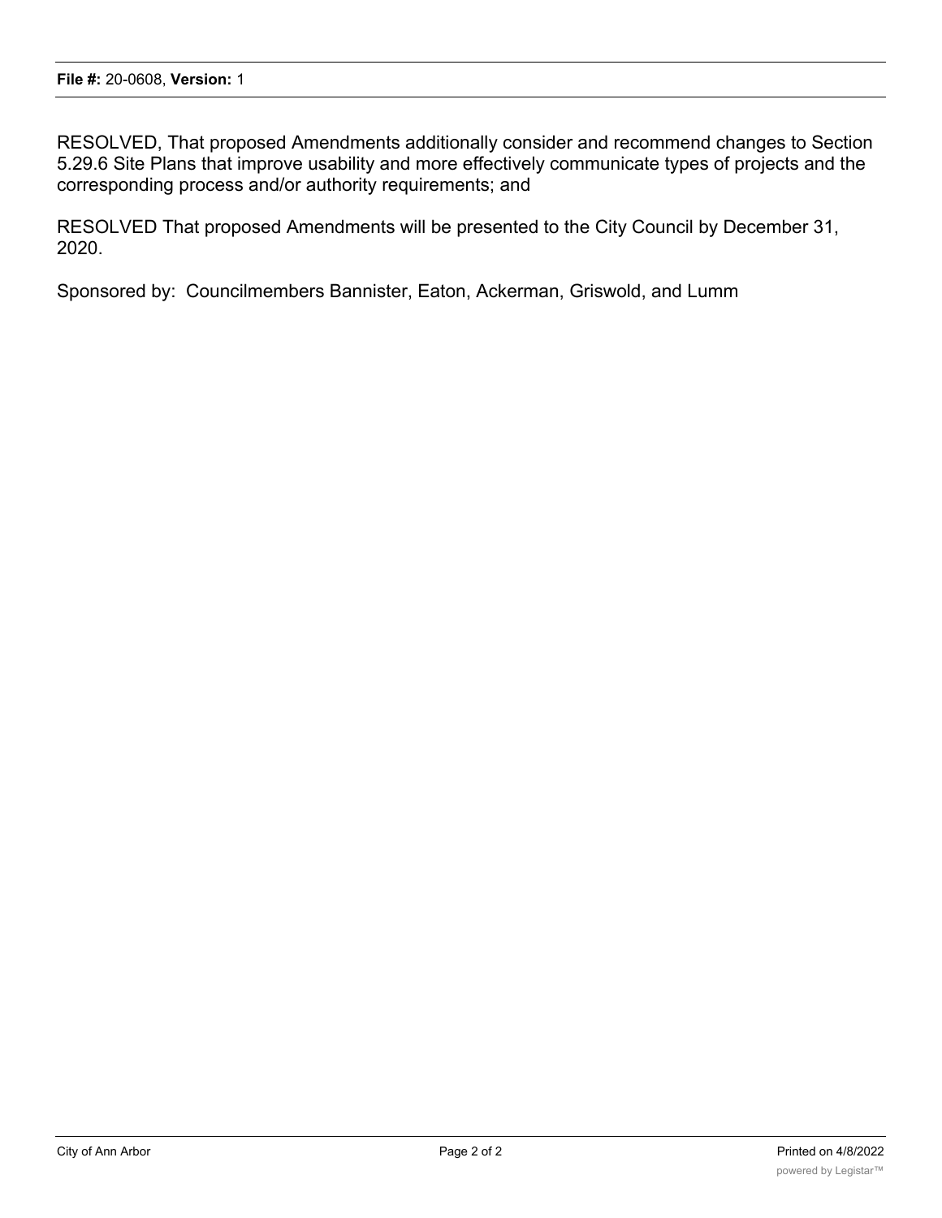RESOLVED, That proposed Amendments additionally consider and recommend changes to Section 5.29.6 Site Plans that improve usability and more effectively communicate types of projects and the corresponding process and/or authority requirements; and

RESOLVED That proposed Amendments will be presented to the City Council by December 31, 2020.

Sponsored by: Councilmembers Bannister, Eaton, Ackerman, Griswold, and Lumm